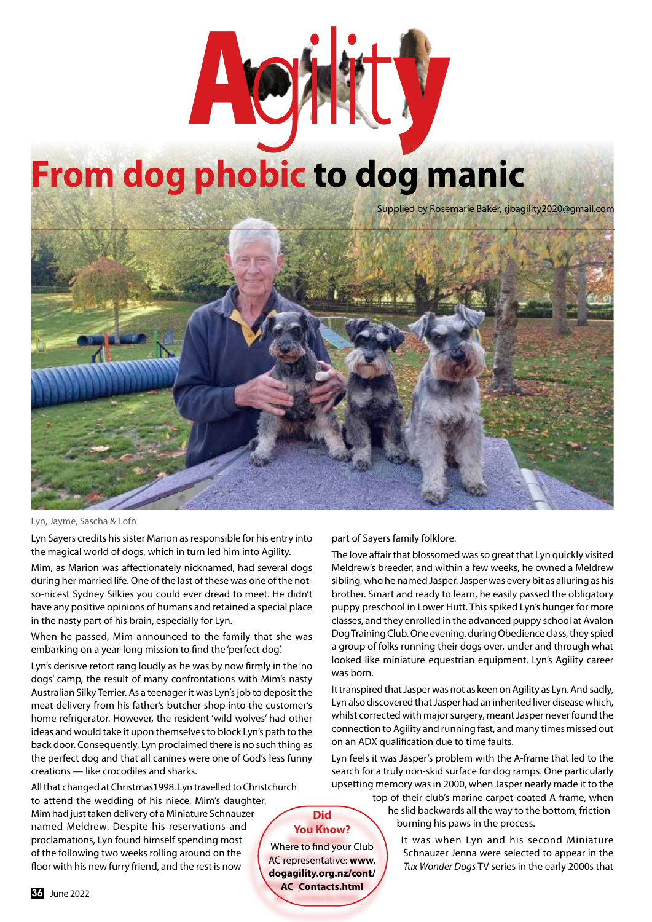# Agility

## From dog phobic to dog manic

Supplied by Rosemarie Baker, rjbagility2020@gmail.com

Lyn, Jayme, Sascha & Lofn

Lyn Sayers credits his sister Marion as responsible for his entry into the magical world of dogs, which in turn led him into Agility.

Mim, as Marion was affectionately nicknamed, had several dogs during her married life. One of the last of these was one of the not-so-nicest Sydney Silkies you could ever dread to meet. He didn't have any positive opinions of humans and retained a special place in the nasty part of his brain, especially for Lyn.

When he passed, Mim announced to the family that she was embarking on a year-long mission to find the 'perfect dog'.

Lyn's derisive retort rang loudly as he was by now firmly in the 'no dogs' camp, the result of many confrontations with Mim's nasty Australian Silky Terrier. As a teenager it was Lyn's job to deposit the meat delivery from his father's butcher shop into the customer's home refrigerator. However, the resident 'wild wolves' had other ideas and would take it upon themselves to block Lyn's path to the back door. Consequently, Lyn proclaimed there is no such thing as the perfect dog and that all canines were one of God's less funny creations — like crocodiles and sharks.

All that changed at Christmas 1998. Lyn travelled to Christchurch to attend the wedding of his niece, Mim's daughter. Mim had just taken delivery of a Miniature Schnauzer named Meldrew. Despite his reservations and proclamations, Lyn found himself spending most of the following two weeks rolling around on the floor with his new furry friend, and the rest is now part of Sayers family folklore.

The love affair that blossomed was so great that Lyn quickly visited Meldrew's breeder, and within a few weeks, he owned a Meldrew sibling, who he named Jasper. Jasper was every bit as alluring as his brother. Smart and ready to learn, he easily passed the obligatory puppy preschool in Lower Hutt. This spiked Lyn's hunger for more classes, and they enrolled in the advanced puppy school at Avalon Dog Training Club. One evening, during Obedience class, they spied a group of folks running their dogs over, under and through what looked like miniature equestrian equipment. Lyn's Agility career was born.

It transpired that Jasper was not as keen on Agility as Lyn. And sadly, Lyn also discovered that Jasper had an inherited liver disease which, whilst corrected with major surgery, meant Jasper never found the connection to Agility and running fast, and many times missed out on an ADX qualification due to time faults.

Lyn feels it was Jasper's problem with the A-frame that led to the search for a truly non-skid surface for dog ramps. One particularly upsetting memory was in 2000, when Jasper nearly made it to the top of their club's marine carpet-coated A-frame, when he slid backwards all the way to the bottom, friction-burning his paws in the process.

It was when Lyn and his second Miniature Schnauzer Jenna were selected to appear in the *Tux Wonder Dogs* TV series in the early 2000s that

**Did You Know?**

Where to find your Club AC representative: **www.dogagility.org.nz/cont/AC_Contacts.html**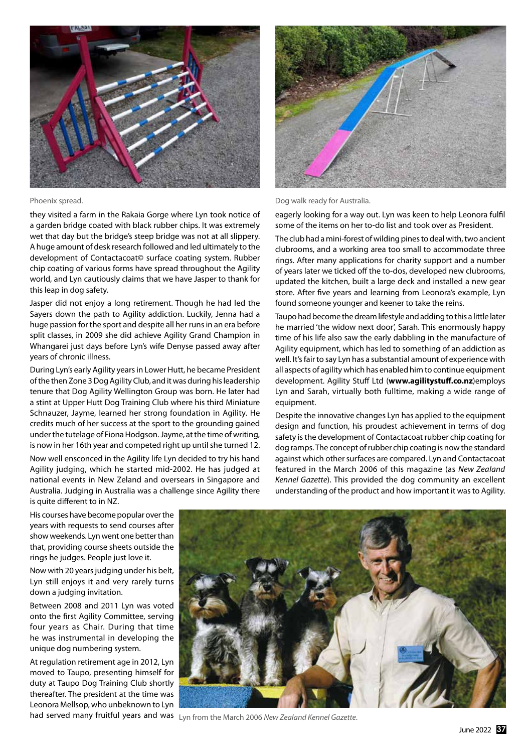Phoenix spread.

Dog walk ready for Australia.

they visited a farm in the Rakaia Gorge where Lyn took notice of a garden bridge coated with black rubber chips. It was extremely wet that day but the bridge's steep bridge was not at all slippery. A huge amount of desk research followed and led ultimately to the development of Contactacoat© surface coating system. Rubber chip coating of various forms have spread throughout the Agility world, and Lyn cautiously claims that we have Jasper to thank for this leap in dog safety.

Jasper did not enjoy a long retirement. Though he had led the Sayers down the path to Agility addiction. Luckily, Jenna had a huge passion for the sport and despite all her runs in an era before split classes, in 2009 she did achieve Agility Grand Champion in Whangarei just days before Lyn's wife Denyse passed away after years of chronic illness.

During Lyn's early Agility years in Lower Hutt, he became President of the then Zone 3 Dog Agility Club, and it was during his leadership tenure that Dog Agility Wellington Group was born. He later had a stint at Upper Hutt Dog Training Club where his third Miniature Schnauzer, Jayme, learned her strong foundation in Agility. He credits much of her success at the sport to the grounding gained under the tutelage of Fiona Hodgson. Jayme, at the time of writing, is now in her 16th year and competed right up until she turned 12.

Now well ensconced in the Agility life Lyn decided to try his hand Agility judging, which he started mid-2002. He has judged at national events in New Zealand and oversears in Singapore and Australia. Judging in Australia was a challenge since Agility there is quite different to in NZ.

His courses have become popular over the years with requests to send courses after show weekends. Lyn went one better than that, providing course sheets outside the rings he judges. People just love it.

Now with 20 years judging under his belt, Lyn still enjoys it and very rarely turns down a judging invitation.

Between 2008 and 2011 Lyn was voted onto the first Agility Committee, serving four years as Chair. During that time he was instrumental in developing the unique dog numbering system.

At regulation retirement age in 2012, Lyn moved to Taupo, presenting himself for duty at Taupo Dog Training Club shortly thereafter. The president at the time was Leonora Mellsop, who unbeknown to Lyn had served many fruitful years and was eagerly looking for a way out. Lyn was keen to help Leonora fulfil some of the items on her to-do list and took over as President.

The club had a mini-forest of wilding pines to deal with, two ancient clubrooms, and a working area too small to accommodate three rings. After many applications for charity support and a number of years later we ticked off the to-dos, developed new clubrooms, updated the kitchen, built a large deck and installed a new gear store. After five years and learning from Leonora's example, Lyn found someone younger and keener to take the reins.

Taupo had become the dream lifestyle and adding to this a little later he married 'the widow next door', Sarah. This enormously happy time of his life also saw the early dabbling in the manufacture of Agility equipment, which has led to something of an addiction as well. It's fair to say Lyn has a substantial amount of experience with all aspects of agility which has enabled him to continue equipment development. Agility Stuff Ltd (**www.agilitystuff.co.nz**)employs Lyn and Sarah, virtually both fulltime, making a wide range of equipment.

Despite the innovative changes Lyn has applied to the equipment design and function, his proudest achievement in terms of dog safety is the development of Contactacoat rubber chip coating for dog ramps. The concept of rubber chip coating is now the standard against which other surfaces are compared. Lyn and Contactacoat featured in the March 2006 of this magazine (as *New Zealand Kennel Gazette*). This provided the dog community an excellent understanding of the product and how important it was to Agility.

Lyn from the March 2006 *New Zealand Kennel Gazette*.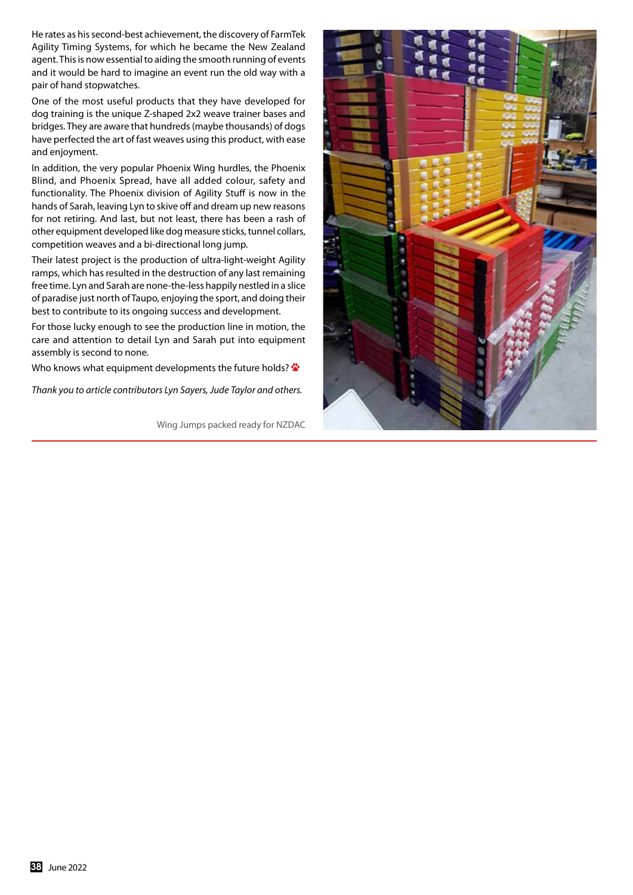He rates as his second-best achievement, the discovery of FarmTek Agility Timing Systems, for which he became the New Zealand agent. This is now essential to aiding the smooth running of events and it would be hard to imagine an event run the old way with a pair of hand stopwatches.

One of the most useful products that they have developed for dog training is the unique Z-shaped 2x2 weave trainer bases and bridges. They are aware that hundreds (maybe thousands) of dogs have perfected the art of fast weaves using this product, with ease and enjoyment.

In addition, the very popular Phoenix Wing hurdles, the Phoenix Blind, and Phoenix Spread, have all added colour, safety and functionality. The Phoenix division of Agility Stuff is now in the hands of Sarah, leaving Lyn to skive off and dream up new reasons for not retiring. And last, but not least, there has been a rash of other equipment developed like dog measure sticks, tunnel collars, competition weaves and a bi-directional long jump.

Their latest project is the production of ultra-light-weight Agility ramps, which has resulted in the destruction of any last remaining free time. Lyn and Sarah are none-the-less happily nestled in a slice of paradise just north of Taupo, enjoying the sport, and doing their best to contribute to its ongoing success and development.

For those lucky enough to see the production line in motion, the care and attention to detail Lyn and Sarah put into equipment assembly is second to none.

Who knows what equipment developments the future holds?

*Thank you to article contributors Lyn Sayers, Jude Taylor and others.*

Wing Jumps packed ready for NZDAC